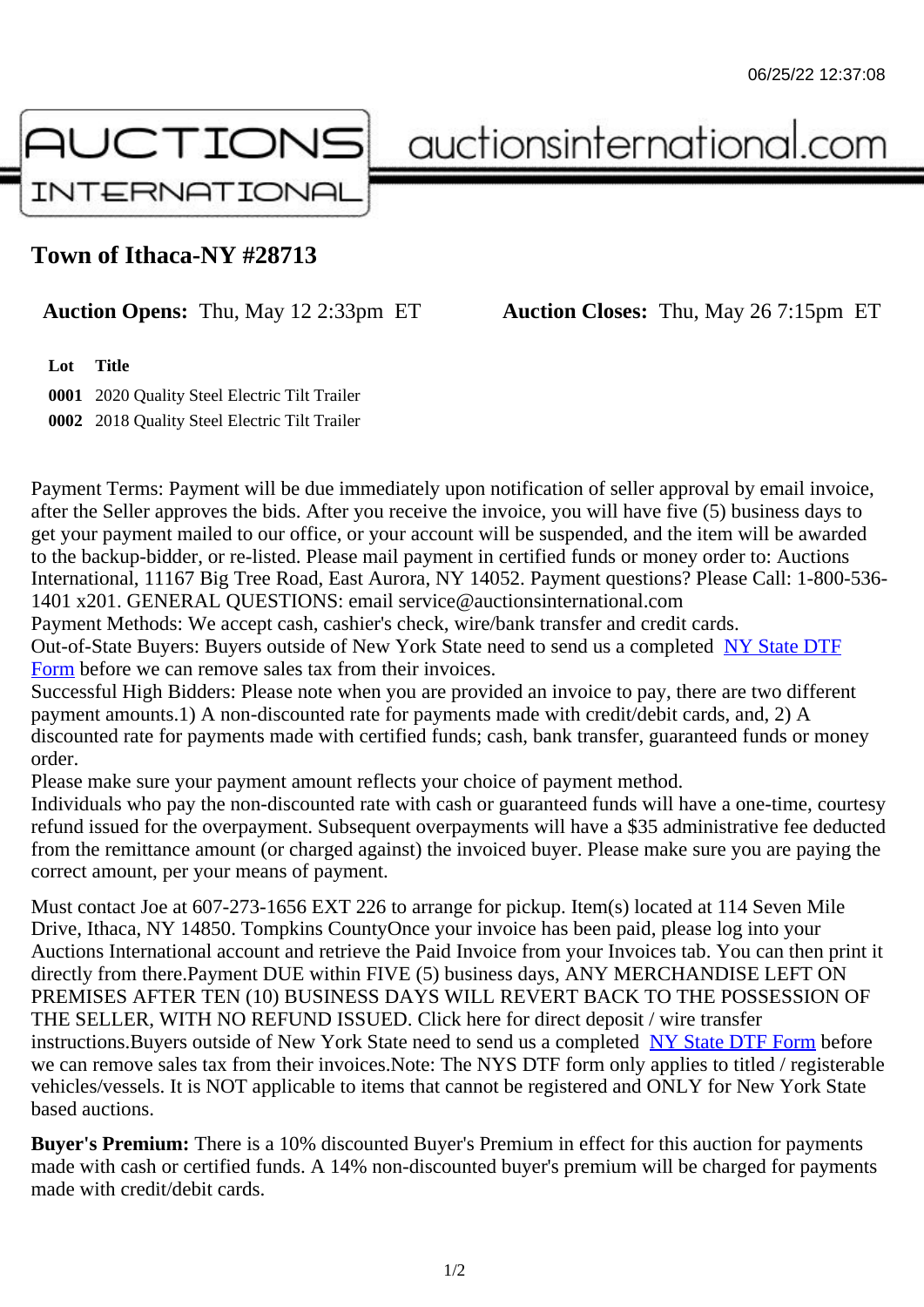06/25/22 12:37:08

AUCTIONS INTERNATIONAL auctionsinternational.com

# Town of Ithaca-NY #28713

**Auction Opens:** Thu, May 12 2:33pm ET **Auction Closes:** Thu, May 26 7:15pm ET

| Lot | Title |
| --- | --- |
| 0001 | 2020 Quality Steel Electric Tilt Trailer |
| 0002 | 2018 Quality Steel Electric Tilt Trailer |

Payment Terms: Payment will be due immediately upon notification of seller approval by email invoice, after the Seller approves the bids. After you receive the invoice, you will have five (5) business days to get your payment mailed to our office, or your account will be suspended, and the item will be awarded to the backup-bidder, or re-listed. Please mail payment in certified funds or money order to: Auctions International, 11167 Big Tree Road, East Aurora, NY 14052. Payment questions? Please Call: 1-800-536-1401 x201. GENERAL QUESTIONS: email service@auctionsinternational.com
Payment Methods: We accept cash, cashier's check, wire/bank transfer and credit cards.
Out-of-State Buyers: Buyers outside of New York State need to send us a completed NY State DTF Form before we can remove sales tax from their invoices.
Successful High Bidders: Please note when you are provided an invoice to pay, there are two different payment amounts.1) A non-discounted rate for payments made with credit/debit cards, and, 2) A discounted rate for payments made with certified funds; cash, bank transfer, guaranteed funds or money order.
Please make sure your payment amount reflects your choice of payment method.
Individuals who pay the non-discounted rate with cash or guaranteed funds will have a one-time, courtesy refund issued for the overpayment. Subsequent overpayments will have a $35 administrative fee deducted from the remittance amount (or charged against) the invoiced buyer. Please make sure you are paying the correct amount, per your means of payment.

Must contact Joe at 607-273-1656 EXT 226 to arrange for pickup. Item(s) located at 114 Seven Mile Drive, Ithaca, NY 14850. Tompkins CountyOnce your invoice has been paid, please log into your Auctions International account and retrieve the Paid Invoice from your Invoices tab. You can then print it directly from there.Payment DUE within FIVE (5) business days, ANY MERCHANDISE LEFT ON PREMISES AFTER TEN (10) BUSINESS DAYS WILL REVERT BACK TO THE POSSESSION OF THE SELLER, WITH NO REFUND ISSUED. Click here for direct deposit / wire transfer instructions.Buyers outside of New York State need to send us a completed NY State DTF Form before we can remove sales tax from their invoices.Note: The NYS DTF form only applies to titled / registerable vehicles/vessels. It is NOT applicable to items that cannot be registered and ONLY for New York State based auctions.

**Buyer's Premium:** There is a 10% discounted Buyer's Premium in effect for this auction for payments made with cash or certified funds. A 14% non-discounted buyer's premium will be charged for payments made with credit/debit cards.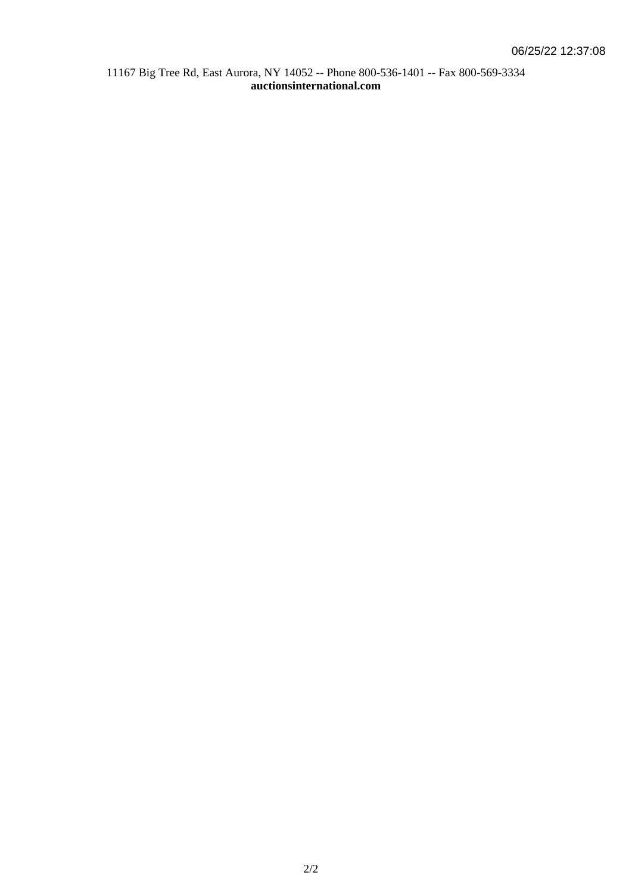11167 Big Tree Rd, East Aurora, NY 14052 -- Phone 800-536-1401 -- Fax 800-569-3334
**auctionsinternational.com**